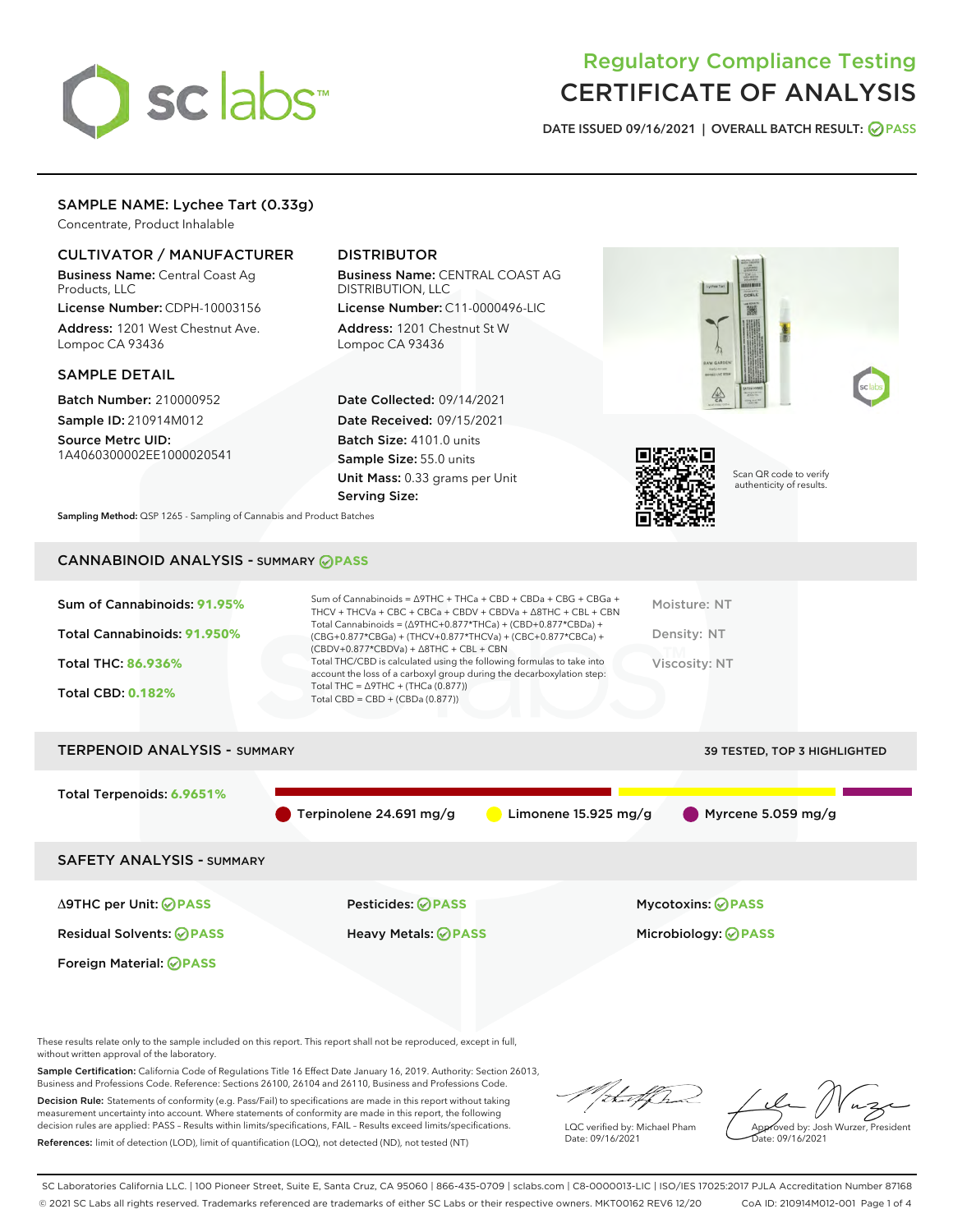# Regulatory Compliance Testing
# CERTIFICATE OF ANALYSIS

DATE ISSUED 09/16/2021 | OVERALL BATCH RESULT: PASS

## SAMPLE NAME: Lychee Tart (0.33g)

Concentrate, Product Inhalable

### CULTIVATOR / MANUFACTURER

**Business Name:** Central Coast Ag Products, LLC
**License Number:** CDPH-10003156
**Address:** 1201 West Chestnut Ave. Lompoc CA 93436

### DISTRIBUTOR

**Business Name:** CENTRAL COAST AG DISTRIBUTION, LLC
**License Number:** C11-0000496-LIC
**Address:** 1201 Chestnut St W Lompoc CA 93436

### SAMPLE DETAIL

**Batch Number:** 210000952
**Sample ID:** 210914M012
**Source Metrc UID:** 1A4060300002EE1000020541

**Date Collected:** 09/14/2021
**Date Received:** 09/15/2021
**Batch Size:** 4101.0 units
**Sample Size:** 55.0 units
**Unit Mass:** 0.33 grams per Unit
**Serving Size:**

Scan QR code to verify authenticity of results.

**Sampling Method:** QSP 1265 - Sampling of Cannabis and Product Batches

## CANNABINOID ANALYSIS - SUMMARY PASS

Sum of Cannabinoids: **91.95%**
Total Cannabinoids: **91.950%**
Total THC: **86.936%**
Total CBD: **0.182%**

Sum of Cannabinoids = Δ9THC + THCa + CBD + CBDa + CBG + CBGa + THCV + THCVa + CBC + CBCa + CBDV + CBDVa + Δ8THC + CBL + CBN
Total Cannabinoids = (Δ9THC+0.877*THCa) + (CBD+0.877*CBDa) + (CBG+0.877*CBGa) + (THCV+0.877*THCVa) + (CBC+0.877*CBCa) + (CBDV+0.877*CBDVa) + Δ8THC + CBL + CBN
Total THC/CBD is calculated using the following formulas to take into account the loss of a carboxyl group during the decarboxylation step:
Total THC = Δ9THC + (THCa (0.877))
Total CBD = CBD + (CBDa (0.877))

Moisture: NT
Density: NT
Viscosity: NT

## TERPENOID ANALYSIS - SUMMARY

39 TESTED, TOP 3 HIGHLIGHTED

Total Terpenoids: **6.9651%**

Terpinolene 24.691 mg/g | Limonene 15.925 mg/g | Myrcene 5.059 mg/g

## SAFETY ANALYSIS - SUMMARY

| | | |
|---|---|---|
| Δ9THC per Unit: PASS | Pesticides: PASS | Mycotoxins: PASS |
| Residual Solvents: PASS | Heavy Metals: PASS | Microbiology: PASS |
| Foreign Material: PASS | | |

These results relate only to the sample included on this report. This report shall not be reproduced, except in full, without written approval of the laboratory.

**Sample Certification:** California Code of Regulations Title 16 Effect Date January 16, 2019. Authority: Section 26013, Business and Professions Code. Reference: Sections 26100, 26104 and 26110, Business and Professions Code.

**Decision Rule:** Statements of conformity (e.g. Pass/Fail) to specifications are made in this report without taking measurement uncertainty into account. Where statements of conformity are made in this report, the following decision rules are applied: PASS - Results within limits/specifications, FAIL - Results exceed limits/specifications.

**References:** limit of detection (LOD), limit of quantification (LOQ), not detected (ND), not tested (NT)

LQC verified by: Michael Pham
Date: 09/16/2021

Approved by: Josh Wurzer, President
Date: 09/16/2021

SC Laboratories California LLC. | 100 Pioneer Street, Suite E, Santa Cruz, CA 95060 | 866-435-0709 | sclabs.com | C8-0000013-LIC | ISO/IES 17025:2017 PJLA Accreditation Number 87168
© 2021 SC Labs all rights reserved. Trademarks referenced are trademarks of either SC Labs or their respective owners. MKT00162 REV6 12/20 CoA ID: 210914M012-001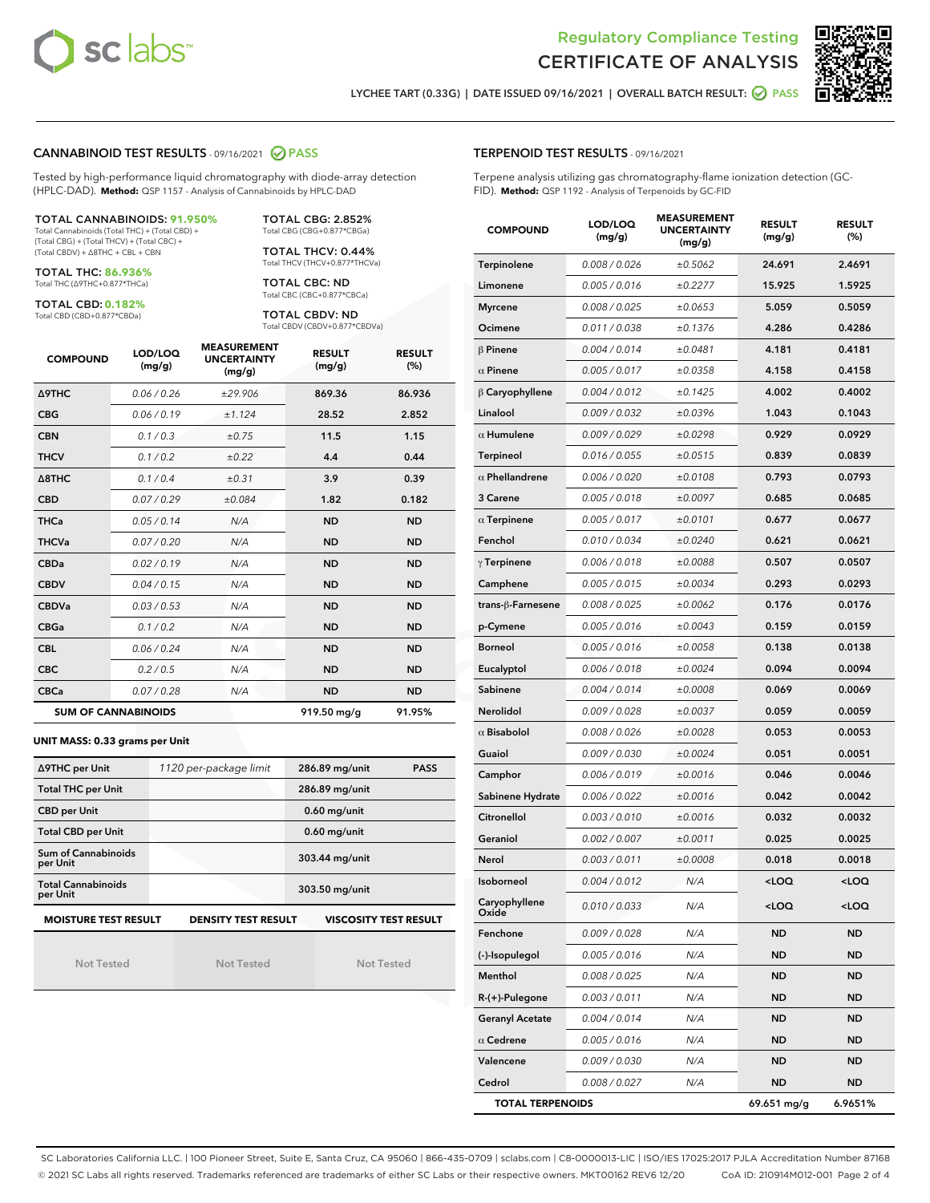# Regulatory Compliance Testing
# CERTIFICATE OF ANALYSIS

LYCHEE TART (0.33G) | DATE ISSUED 09/16/2021 | OVERALL BATCH RESULT: PASS

## CANNABINOID TEST RESULTS - 09/16/2021 PASS

Tested by high-performance liquid chromatography with diode-array detection (HPLC-DAD). **Method:** QSP 1157 - Analysis of Cannabinoids by HPLC-DAD

**TOTAL CANNABINOIDS: 91.950%**
Total Cannabinoids (Total THC) + (Total CBD) + (Total CBG) + (Total THCV) + (Total CBC) + (Total CBDV) + Δ8THC + CBL + CBN

**TOTAL THC: 86.936%**
Total THC (Δ9THC+0.877*THCa)

**TOTAL CBD: 0.182%**
Total CBD (CBD+0.877*CBDa)

**TOTAL CBG: 2.852%**
Total CBG (CBG+0.877*CBGa)

**TOTAL THCV: 0.44%**
Total THCV (THCV+0.877*THCVa)

**TOTAL CBC: ND**
Total CBC (CBC+0.877*CBCa)

**TOTAL CBDV: ND**
Total CBDV (CBDV+0.877*CBDVa)

| COMPOUND | LOD/LOQ (mg/g) | MEASUREMENT UNCERTAINTY (mg/g) | RESULT (mg/g) | RESULT (%) |
|---|---|---|---|---|
| Δ9THC | 0.06 / 0.26 | ±29.906 | 869.36 | 86.936 |
| CBG | 0.06 / 0.19 | ±1.124 | 28.52 | 2.852 |
| CBN | 0.1 / 0.3 | ±0.75 | 11.5 | 1.15 |
| THCV | 0.1 / 0.2 | ±0.22 | 4.4 | 0.44 |
| Δ8THC | 0.1 / 0.4 | ±0.31 | 3.9 | 0.39 |
| CBD | 0.07 / 0.29 | ±0.084 | 1.82 | 0.182 |
| THCa | 0.05 / 0.14 | N/A | ND | ND |
| THCVa | 0.07 / 0.20 | N/A | ND | ND |
| CBDa | 0.02 / 0.19 | N/A | ND | ND |
| CBDV | 0.04 / 0.15 | N/A | ND | ND |
| CBDVa | 0.03 / 0.53 | N/A | ND | ND |
| CBGa | 0.1 / 0.2 | N/A | ND | ND |
| CBL | 0.06 / 0.24 | N/A | ND | ND |
| CBC | 0.2 / 0.5 | N/A | ND | ND |
| CBCa | 0.07 / 0.28 | N/A | ND | ND |
| **SUM OF CANNABINOIDS** | | | 919.50 mg/g | 91.95% |

**UNIT MASS: 0.33 grams per Unit**

| Δ9THC per Unit | 1120 per-package limit | 286.89 mg/unit | PASS |
|---|---|---|---|
| Total THC per Unit | | 286.89 mg/unit | |
| CBD per Unit | | 0.60 mg/unit | |
| Total CBD per Unit | | 0.60 mg/unit | |
| Sum of Cannabinoids per Unit | | 303.44 mg/unit | |
| Total Cannabinoids per Unit | | 303.50 mg/unit | |

| MOISTURE TEST RESULT | DENSITY TEST RESULT | VISCOSITY TEST RESULT |
|---|---|---|
| Not Tested | Not Tested | Not Tested |

## TERPENOID TEST RESULTS - 09/16/2021

Terpene analysis utilizing gas chromatography-flame ionization detection (GC-FID). **Method:** QSP 1192 - Analysis of Terpenoids by GC-FID

| COMPOUND | LOD/LOQ (mg/g) | MEASUREMENT UNCERTAINTY (mg/g) | RESULT (mg/g) | RESULT (%) |
|---|---|---|---|---|
| Terpinolene | 0.008 / 0.026 | ±0.5062 | 24.691 | 2.4691 |
| Limonene | 0.005 / 0.016 | ±0.2277 | 15.925 | 1.5925 |
| Myrcene | 0.008 / 0.025 | ±0.0653 | 5.059 | 0.5059 |
| Ocimene | 0.011 / 0.038 | ±0.1376 | 4.286 | 0.4286 |
| β Pinene | 0.004 / 0.014 | ±0.0481 | 4.181 | 0.4181 |
| α Pinene | 0.005 / 0.017 | ±0.0358 | 4.158 | 0.4158 |
| β Caryophyllene | 0.004 / 0.012 | ±0.1425 | 4.002 | 0.4002 |
| Linalool | 0.009 / 0.032 | ±0.0396 | 1.043 | 0.1043 |
| α Humulene | 0.009 / 0.029 | ±0.0298 | 0.929 | 0.0929 |
| Terpineol | 0.016 / 0.055 | ±0.0515 | 0.839 | 0.0839 |
| α Phellandrene | 0.006 / 0.020 | ±0.0108 | 0.793 | 0.0793 |
| 3 Carene | 0.005 / 0.018 | ±0.0097 | 0.685 | 0.0685 |
| α Terpinene | 0.005 / 0.017 | ±0.0101 | 0.677 | 0.0677 |
| Fenchol | 0.010 / 0.034 | ±0.0240 | 0.621 | 0.0621 |
| γ Terpinene | 0.006 / 0.018 | ±0.0088 | 0.507 | 0.0507 |
| Camphene | 0.005 / 0.015 | ±0.0034 | 0.293 | 0.0293 |
| trans-β-Farnesene | 0.008 / 0.025 | ±0.0062 | 0.176 | 0.0176 |
| p-Cymene | 0.005 / 0.016 | ±0.0043 | 0.159 | 0.0159 |
| Borneol | 0.005 / 0.016 | ±0.0058 | 0.138 | 0.0138 |
| Eucalyptol | 0.006 / 0.018 | ±0.0024 | 0.094 | 0.0094 |
| Sabinene | 0.004 / 0.014 | ±0.0008 | 0.069 | 0.0069 |
| Nerolidol | 0.009 / 0.028 | ±0.0037 | 0.059 | 0.0059 |
| α Bisabolol | 0.008 / 0.026 | ±0.0028 | 0.053 | 0.0053 |
| Guaiol | 0.009 / 0.030 | ±0.0024 | 0.051 | 0.0051 |
| Camphor | 0.006 / 0.019 | ±0.0016 | 0.046 | 0.0046 |
| Sabinene Hydrate | 0.006 / 0.022 | ±0.0016 | 0.042 | 0.0042 |
| Citronellol | 0.003 / 0.010 | ±0.0016 | 0.032 | 0.0032 |
| Geraniol | 0.002 / 0.007 | ±0.0011 | 0.025 | 0.0025 |
| Nerol | 0.003 / 0.011 | ±0.0008 | 0.018 | 0.0018 |
| Isoborneol | 0.004 / 0.012 | N/A | <LOQ | <LOQ |
| Caryophyllene Oxide | 0.010 / 0.033 | N/A | <LOQ | <LOQ |
| Fenchone | 0.009 / 0.028 | N/A | ND | ND |
| (-)-Isopulegol | 0.005 / 0.016 | N/A | ND | ND |
| Menthol | 0.008 / 0.025 | N/A | ND | ND |
| R-(+)-Pulegone | 0.003 / 0.011 | N/A | ND | ND |
| Geranyl Acetate | 0.004 / 0.014 | N/A | ND | ND |
| α Cedrene | 0.005 / 0.016 | N/A | ND | ND |
| Valencene | 0.009 / 0.030 | N/A | ND | ND |
| Cedrol | 0.008 / 0.027 | N/A | ND | ND |
| **TOTAL TERPENOIDS** | | | 69.651 mg/g | 6.9651% |

SC Laboratories California LLC. | 100 Pioneer Street, Suite E, Santa Cruz, CA 95060 | 866-435-0709 | sclabs.com | C8-0000013-LIC | ISO/IES 17025:2017 PJLA Accreditation Number 87168
© 2021 SC Labs all rights reserved. Trademarks referenced are trademarks of either SC Labs or their respective owners. MKT00162 REV6 12/20 CoA ID: 210914M012-001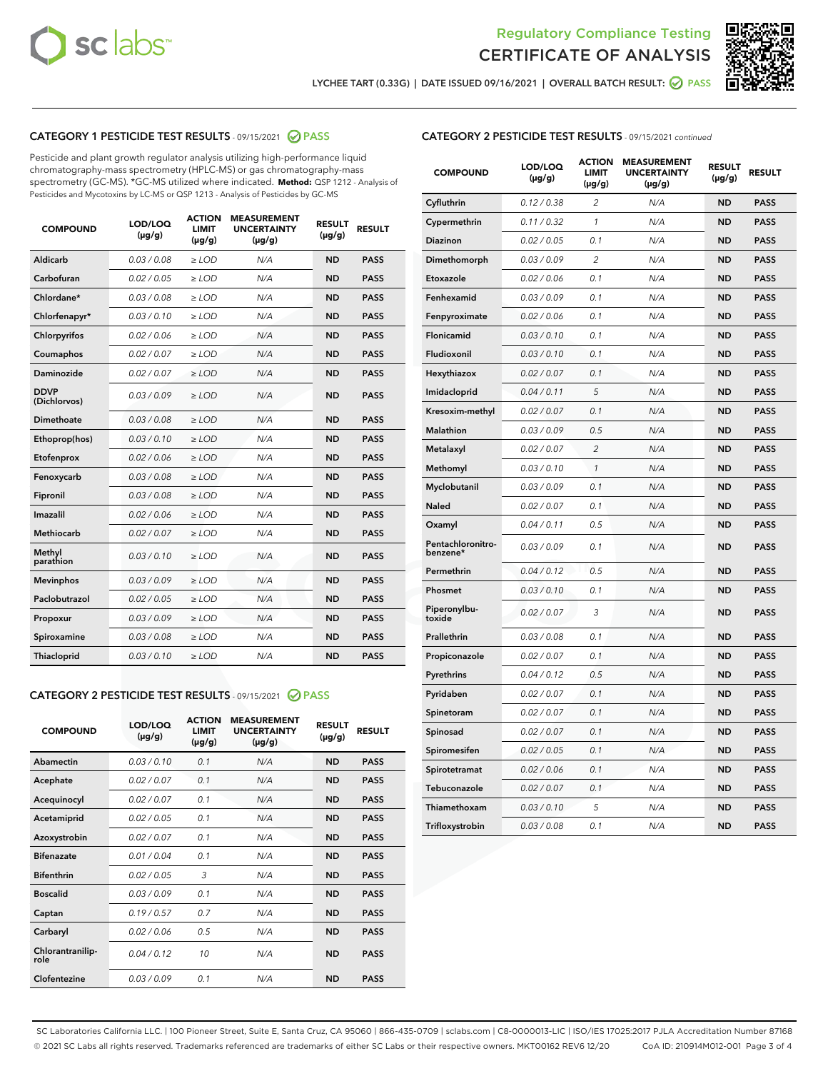Regulatory Compliance Testing
CERTIFICATE OF ANALYSIS

LYCHEE TART (0.33G) | DATE ISSUED 09/16/2021 | OVERALL BATCH RESULT: PASS

## CATEGORY 1 PESTICIDE TEST RESULTS - 09/15/2021 PASS

Pesticide and plant growth regulator analysis utilizing high-performance liquid chromatography-mass spectrometry (HPLC-MS) or gas chromatography-mass spectrometry (GC-MS). *GC-MS utilized where indicated. **Method:** QSP 1212 - Analysis of Pesticides and Mycotoxins by LC-MS or QSP 1213 - Analysis of Pesticides by GC-MS

| COMPOUND | LOD/LOQ (µg/g) | ACTION LIMIT (µg/g) | MEASUREMENT UNCERTAINTY (µg/g) | RESULT (µg/g) | RESULT |
|---|---|---|---|---|---|
| Aldicarb | 0.03 / 0.08 | ≥ LOD | N/A | ND | PASS |
| Carbofuran | 0.02 / 0.05 | ≥ LOD | N/A | ND | PASS |
| Chlordane* | 0.03 / 0.08 | ≥ LOD | N/A | ND | PASS |
| Chlorfenapyr* | 0.03 / 0.10 | ≥ LOD | N/A | ND | PASS |
| Chlorpyrifos | 0.02 / 0.06 | ≥ LOD | N/A | ND | PASS |
| Coumaphos | 0.02 / 0.07 | ≥ LOD | N/A | ND | PASS |
| Daminozide | 0.02 / 0.07 | ≥ LOD | N/A | ND | PASS |
| DDVP (Dichlorvos) | 0.03 / 0.09 | ≥ LOD | N/A | ND | PASS |
| Dimethoate | 0.03 / 0.08 | ≥ LOD | N/A | ND | PASS |
| Ethoprop(hos) | 0.03 / 0.10 | ≥ LOD | N/A | ND | PASS |
| Etofenprox | 0.02 / 0.06 | ≥ LOD | N/A | ND | PASS |
| Fenoxycarb | 0.03 / 0.08 | ≥ LOD | N/A | ND | PASS |
| Fipronil | 0.03 / 0.08 | ≥ LOD | N/A | ND | PASS |
| Imazalil | 0.02 / 0.06 | ≥ LOD | N/A | ND | PASS |
| Methiocarb | 0.02 / 0.07 | ≥ LOD | N/A | ND | PASS |
| Methyl parathion | 0.03 / 0.10 | ≥ LOD | N/A | ND | PASS |
| Mevinphos | 0.03 / 0.09 | ≥ LOD | N/A | ND | PASS |
| Paclobutrazol | 0.02 / 0.05 | ≥ LOD | N/A | ND | PASS |
| Propoxur | 0.03 / 0.09 | ≥ LOD | N/A | ND | PASS |
| Spiroxamine | 0.03 / 0.08 | ≥ LOD | N/A | ND | PASS |
| Thiacloprid | 0.03 / 0.10 | ≥ LOD | N/A | ND | PASS |

## CATEGORY 2 PESTICIDE TEST RESULTS - 09/15/2021 PASS

| COMPOUND | LOD/LOQ (µg/g) | ACTION LIMIT (µg/g) | MEASUREMENT UNCERTAINTY (µg/g) | RESULT (µg/g) | RESULT |
|---|---|---|---|---|---|
| Abamectin | 0.03 / 0.10 | 0.1 | N/A | ND | PASS |
| Acephate | 0.02 / 0.07 | 0.1 | N/A | ND | PASS |
| Acequinocyl | 0.02 / 0.07 | 0.1 | N/A | ND | PASS |
| Acetamiprid | 0.02 / 0.05 | 0.1 | N/A | ND | PASS |
| Azoxystrobin | 0.02 / 0.07 | 0.1 | N/A | ND | PASS |
| Bifenazate | 0.01 / 0.04 | 0.1 | N/A | ND | PASS |
| Bifenthrin | 0.02 / 0.05 | 3 | N/A | ND | PASS |
| Boscalid | 0.03 / 0.09 | 0.1 | N/A | ND | PASS |
| Captan | 0.19 / 0.57 | 0.7 | N/A | ND | PASS |
| Carbaryl | 0.02 / 0.06 | 0.5 | N/A | ND | PASS |
| Chlorantraniliprole | 0.04 / 0.12 | 10 | N/A | ND | PASS |
| Clofentezine | 0.03 / 0.09 | 0.1 | N/A | ND | PASS |
| Cyfluthrin | 0.12 / 0.38 | 2 | N/A | ND | PASS |
| Cypermethrin | 0.11 / 0.32 | 1 | N/A | ND | PASS |
| Diazinon | 0.02 / 0.05 | 0.1 | N/A | ND | PASS |
| Dimethomorph | 0.03 / 0.09 | 2 | N/A | ND | PASS |
| Etoxazole | 0.02 / 0.06 | 0.1 | N/A | ND | PASS |
| Fenhexamid | 0.03 / 0.09 | 0.1 | N/A | ND | PASS |
| Fenpyroximate | 0.02 / 0.06 | 0.1 | N/A | ND | PASS |
| Flonicamid | 0.03 / 0.10 | 0.1 | N/A | ND | PASS |
| Fludioxonil | 0.03 / 0.10 | 0.1 | N/A | ND | PASS |
| Hexythiazox | 0.02 / 0.07 | 0.1 | N/A | ND | PASS |
| Imidacloprid | 0.04 / 0.11 | 5 | N/A | ND | PASS |
| Kresoxim-methyl | 0.02 / 0.07 | 0.1 | N/A | ND | PASS |
| Malathion | 0.03 / 0.09 | 0.5 | N/A | ND | PASS |
| Metalaxyl | 0.02 / 0.07 | 2 | N/A | ND | PASS |
| Methomyl | 0.03 / 0.10 | 1 | N/A | ND | PASS |
| Myclobutanil | 0.03 / 0.09 | 0.1 | N/A | ND | PASS |
| Naled | 0.02 / 0.07 | 0.1 | N/A | ND | PASS |
| Oxamyl | 0.04 / 0.11 | 0.5 | N/A | ND | PASS |
| Pentachloronitrobenzene* | 0.03 / 0.09 | 0.1 | N/A | ND | PASS |
| Permethrin | 0.04 / 0.12 | 0.5 | N/A | ND | PASS |
| Phosmet | 0.03 / 0.10 | 0.1 | N/A | ND | PASS |
| Piperonylbutoxide | 0.02 / 0.07 | 3 | N/A | ND | PASS |
| Prallethrin | 0.03 / 0.08 | 0.1 | N/A | ND | PASS |
| Propiconazole | 0.02 / 0.07 | 0.1 | N/A | ND | PASS |
| Pyrethrins | 0.04 / 0.12 | 0.5 | N/A | ND | PASS |
| Pyridaben | 0.02 / 0.07 | 0.1 | N/A | ND | PASS |
| Spinetoram | 0.02 / 0.07 | 0.1 | N/A | ND | PASS |
| Spinosad | 0.02 / 0.07 | 0.1 | N/A | ND | PASS |
| Spiromesifen | 0.02 / 0.05 | 0.1 | N/A | ND | PASS |
| Spirotetramat | 0.02 / 0.06 | 0.1 | N/A | ND | PASS |
| Tebuconazole | 0.02 / 0.07 | 0.1 | N/A | ND | PASS |
| Thiamethoxam | 0.03 / 0.10 | 5 | N/A | ND | PASS |
| Trifloxystrobin | 0.03 / 0.08 | 0.1 | N/A | ND | PASS |

SC Laboratories California LLC. | 100 Pioneer Street, Suite E, Santa Cruz, CA 95060 | 866-435-0709 | sclabs.com | C8-0000013-LIC | ISO/IES 17025:2017 PJLA Accreditation Number 87168
© 2021 SC Labs all rights reserved. Trademarks referenced are trademarks of either SC Labs or their respective owners. MKT00162 REV6 12/20 CoA ID: 210914M012-001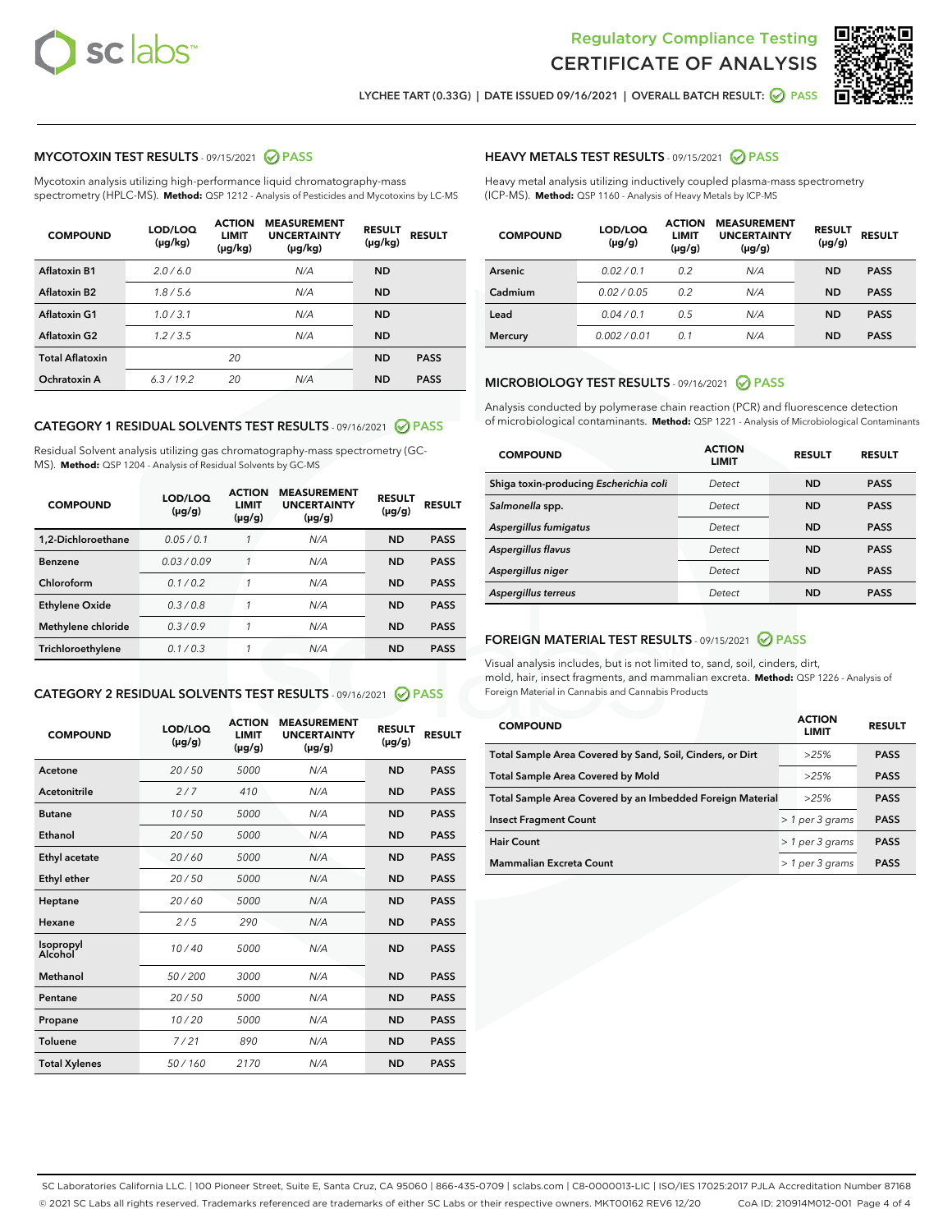Regulatory Compliance Testing
CERTIFICATE OF ANALYSIS

LYCHEE TART (0.33G) | DATE ISSUED 09/16/2021 | OVERALL BATCH RESULT: PASS

## MYCOTOXIN TEST RESULTS - 09/15/2021 PASS

Mycotoxin analysis utilizing high-performance liquid chromatography-mass spectrometry (HPLC-MS). **Method:** QSP 1212 - Analysis of Pesticides and Mycotoxins by LC-MS

| COMPOUND | LOD/LOQ (µg/kg) | ACTION LIMIT (µg/kg) | MEASUREMENT UNCERTAINTY (µg/kg) | RESULT (µg/kg) | RESULT |
|---|---|---|---|---|---|
| Aflatoxin B1 | 2.0 / 6.0 | | N/A | ND | |
| Aflatoxin B2 | 1.8 / 5.6 | | N/A | ND | |
| Aflatoxin G1 | 1.0 / 3.1 | | N/A | ND | |
| Aflatoxin G2 | 1.2 / 3.5 | | N/A | ND | |
| Total Aflatoxin | | 20 | | ND | PASS |
| Ochratoxin A | 6.3 / 19.2 | 20 | N/A | ND | PASS |

## CATEGORY 1 RESIDUAL SOLVENTS TEST RESULTS - 09/16/2021 PASS

Residual Solvent analysis utilizing gas chromatography-mass spectrometry (GC-MS). **Method:** QSP 1204 - Analysis of Residual Solvents by GC-MS

| COMPOUND | LOD/LOQ (µg/g) | ACTION LIMIT (µg/g) | MEASUREMENT UNCERTAINTY (µg/g) | RESULT (µg/g) | RESULT |
|---|---|---|---|---|---|
| 1,2-Dichloroethane | 0.05 / 0.1 | 1 | N/A | ND | PASS |
| Benzene | 0.03 / 0.09 | 1 | N/A | ND | PASS |
| Chloroform | 0.1 / 0.2 | 1 | N/A | ND | PASS |
| Ethylene Oxide | 0.3 / 0.8 | 1 | N/A | ND | PASS |
| Methylene chloride | 0.3 / 0.9 | 1 | N/A | ND | PASS |
| Trichloroethylene | 0.1 / 0.3 | 1 | N/A | ND | PASS |

## CATEGORY 2 RESIDUAL SOLVENTS TEST RESULTS - 09/16/2021 PASS

| COMPOUND | LOD/LOQ (µg/g) | ACTION LIMIT (µg/g) | MEASUREMENT UNCERTAINTY (µg/g) | RESULT (µg/g) | RESULT |
|---|---|---|---|---|---|
| Acetone | 20 / 50 | 5000 | N/A | ND | PASS |
| Acetonitrile | 2 / 7 | 410 | N/A | ND | PASS |
| Butane | 10 / 50 | 5000 | N/A | ND | PASS |
| Ethanol | 20 / 50 | 5000 | N/A | ND | PASS |
| Ethyl acetate | 20 / 60 | 5000 | N/A | ND | PASS |
| Ethyl ether | 20 / 50 | 5000 | N/A | ND | PASS |
| Heptane | 20 / 60 | 5000 | N/A | ND | PASS |
| Hexane | 2 / 5 | 290 | N/A | ND | PASS |
| Isopropyl Alcohol | 10 / 40 | 5000 | N/A | ND | PASS |
| Methanol | 50 / 200 | 3000 | N/A | ND | PASS |
| Pentane | 20 / 50 | 5000 | N/A | ND | PASS |
| Propane | 10 / 20 | 5000 | N/A | ND | PASS |
| Toluene | 7 / 21 | 890 | N/A | ND | PASS |
| Total Xylenes | 50 / 160 | 2170 | N/A | ND | PASS |

## HEAVY METALS TEST RESULTS - 09/15/2021 PASS

Heavy metal analysis utilizing inductively coupled plasma-mass spectrometry (ICP-MS). **Method:** QSP 1160 - Analysis of Heavy Metals by ICP-MS

| COMPOUND | LOD/LOQ (µg/g) | ACTION LIMIT (µg/g) | MEASUREMENT UNCERTAINTY (µg/g) | RESULT (µg/g) | RESULT |
|---|---|---|---|---|---|
| Arsenic | 0.02 / 0.1 | 0.2 | N/A | ND | PASS |
| Cadmium | 0.02 / 0.05 | 0.2 | N/A | ND | PASS |
| Lead | 0.04 / 0.1 | 0.5 | N/A | ND | PASS |
| Mercury | 0.002 / 0.01 | 0.1 | N/A | ND | PASS |

## MICROBIOLOGY TEST RESULTS - 09/16/2021 PASS

Analysis conducted by polymerase chain reaction (PCR) and fluorescence detection of microbiological contaminants. **Method:** QSP 1221 - Analysis of Microbiological Contaminants

| COMPOUND | ACTION LIMIT | RESULT | RESULT |
|---|---|---|---|
| Shiga toxin-producing *Escherichia coli* | Detect | ND | PASS |
| *Salmonella* spp. | Detect | ND | PASS |
| *Aspergillus fumigatus* | Detect | ND | PASS |
| *Aspergillus flavus* | Detect | ND | PASS |
| *Aspergillus niger* | Detect | ND | PASS |
| *Aspergillus terreus* | Detect | ND | PASS |

## FOREIGN MATERIAL TEST RESULTS - 09/15/2021 PASS

Visual analysis includes, but is not limited to, sand, soil, cinders, dirt, mold, hair, insect fragments, and mammalian excreta. **Method:** QSP 1226 - Analysis of Foreign Material in Cannabis and Cannabis Products

| COMPOUND | ACTION LIMIT | RESULT |
|---|---|---|
| Total Sample Area Covered by Sand, Soil, Cinders, or Dirt | >25% | PASS |
| Total Sample Area Covered by Mold | >25% | PASS |
| Total Sample Area Covered by an Imbedded Foreign Material | >25% | PASS |
| Insect Fragment Count | > 1 per 3 grams | PASS |
| Hair Count | > 1 per 3 grams | PASS |
| Mammalian Excreta Count | > 1 per 3 grams | PASS |

SC Laboratories California LLC. | 100 Pioneer Street, Suite E, Santa Cruz, CA 95060 | 866-435-0709 | sclabs.com | C8-0000013-LIC | ISO/IES 17025:2017 PJLA Accreditation Number 87168
© 2021 SC Labs all rights reserved. Trademarks referenced are trademarks of either SC Labs or their respective owners. MKT00162 REV6 12/20 CoA ID: 210914M012-001